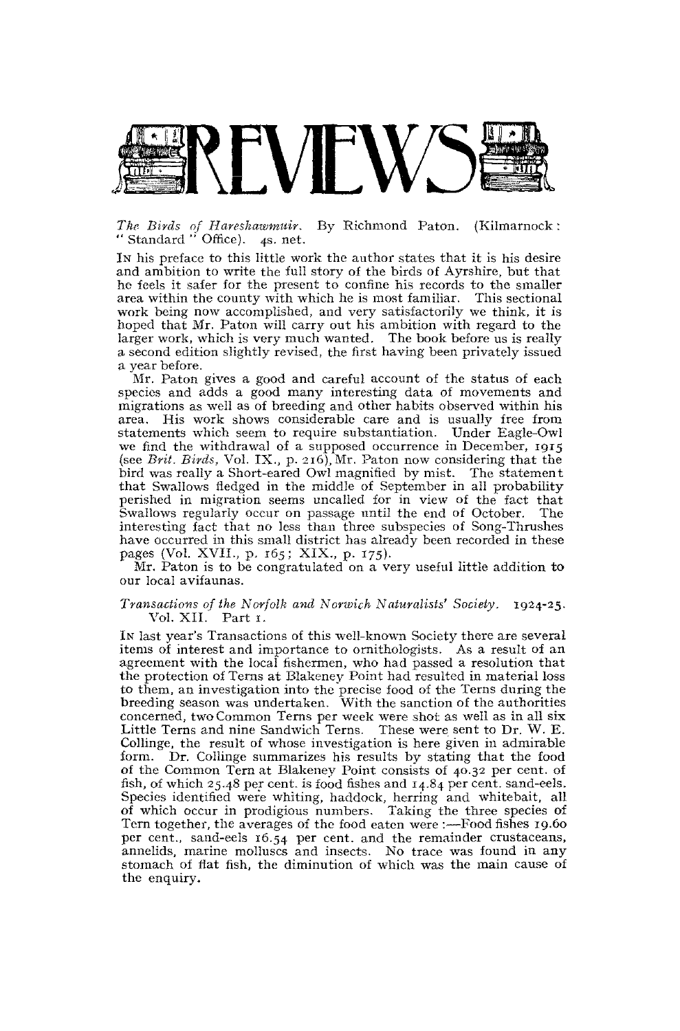# REVIEWS

*The Birds of Hareshawmuir.* By Richmond Paton. (Kilmarnock: "Standard" Office). 4s. net.

IN his preface to this little work the author states that it is his desire and ambition to write the full story of the birds of Ayrshire, but that he feels it safer for the present to confine his records to the smaller area within the county with which he is most familiar. This sectional work being now accomplished, and very satisfactorily we think, it is hoped that Mr. Paton will carry out his ambition with regard to the larger work, which is very much wanted. The book before us is really a second edition slightly revised, the first having been privately issued a year before.

Mr. Paton gives a good and careful account of the status of each species and adds a good many interesting data of movements and migrations as well as of breeding and other habits observed within his area. His work shows considerable care and is usually free from statements which seem to require substantiation. Under Eagle-Owl we find the withdrawal of a supposed occurrence in December, 1915 (see *Brit. Birds*, Vol. IX., p. 216), Mr. Paton now considering that the bird was really a Short-eared Owl magnified by mist. The statement that Swallows fledged in the middle of September in all probability perished in migration seems uncalled for in view of the fact that Swallows regularly occur on passage until the end of October. The interesting fact that no less than three subspecies of Song-Thrushes have occurred in this small district has already been recorded in these pages (Vol. XVII., p. 165; XIX., p. 175).

Mr. Paton is to be congratulated on a very useful little addition to our local avifaunas.

*Transactions of the Norfolk and Norwich Naturalists' Society.* 1924-25. Vol. XII. Part 1.

IN last year's Transactions of this well-known Society there are several items of interest and importance to ornithologists. As a result of an agreement with the local fishermen, who had passed a resolution that the protection of Terns at Blakeney Point had resulted in material loss to them, an investigation into the precise food of the Terns during the breeding season was undertaken. With the sanction of the authorities concerned, two Common Terns per week were shot as well as in all six Little Terns and nine Sandwich Terns. These were sent to Dr. W. E. Collinge, the result of whose investigation is here given in admirable form. Dr. Collinge summarizes his results by stating that the food of the Common Tern at Blakeney Point consists of 40.32 per cent. of fish, of which 25.48 per cent. is food fishes and 14.84 per cent. sand-eels. Species identified were whiting, haddock, herring and whitebait, all of which occur in prodigious numbers. Taking the three species of Tern together, the averages of the food eaten were :—Food fishes 19.60 per cent., sand-eels 16.54 per cent. and the remainder crustaceans, annelids, marine molluscs and insects. No trace was found in any stomach of flat fish, the diminution of which was the main cause of the enquiry.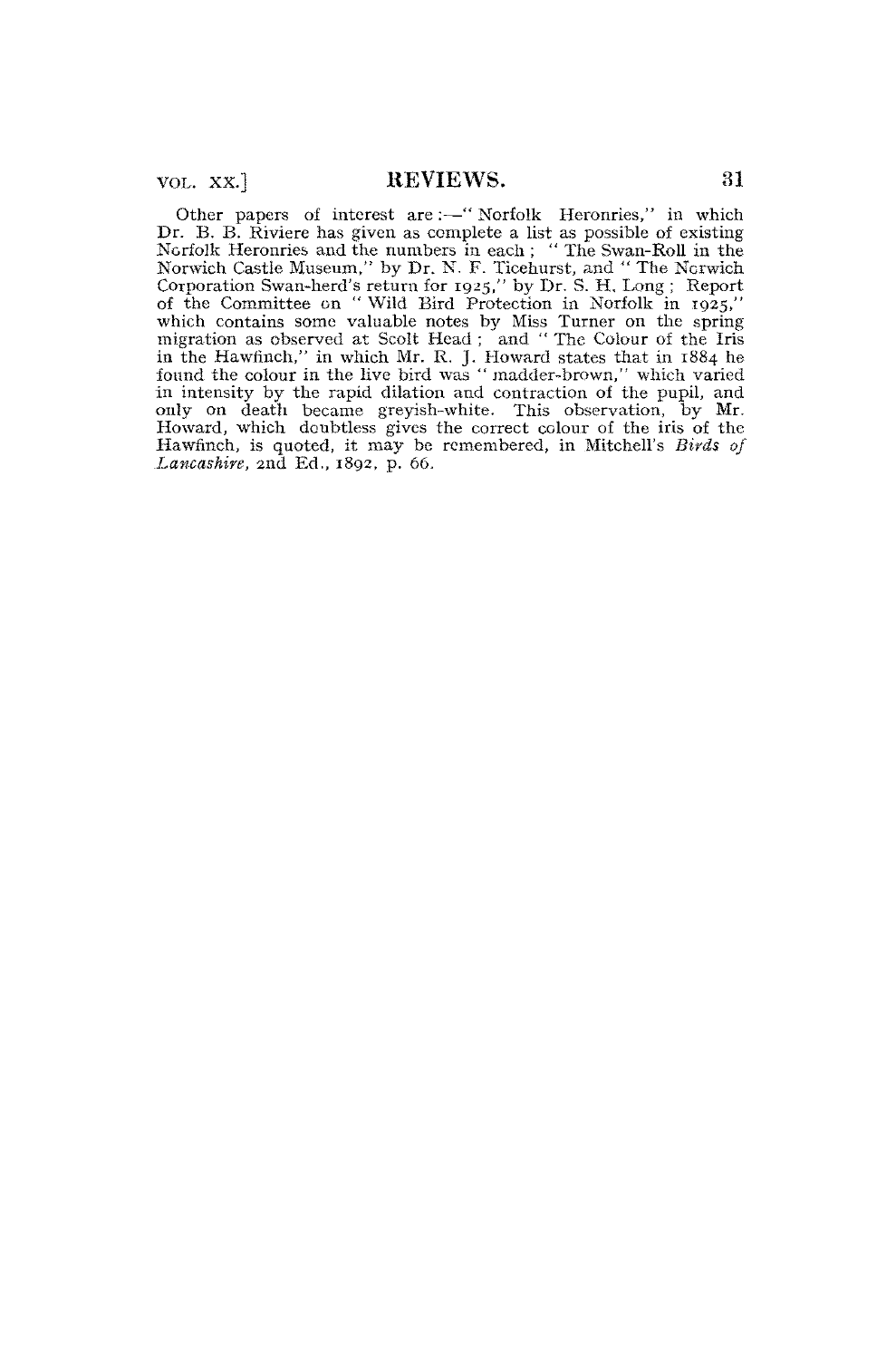Other papers of interest are :—" Norfolk Heronries," in which Dr. B. B. Riviere has given as complete a list as possible of existing Norfolk Heronries and the numbers in each ; " The Swan-Roll in the Norwich Castle Museum," by Dr. N. F. Ticehurst, and " The Norwich Corporation Swan-herd's return for 1925," by Dr. S. H. Long ; Report of the Committee on " Wild Bird Protection in Norfolk in 1925," which contains some valuable notes by Miss Turner on the spring migration as observed at Scolt Head ; and " The Colour of the Iris in the Hawfinch," in which Mr. R. J. Howard states that in 1884 he found the colour in the live bird was " madder-brown," which varied in intensity by the rapid dilation and contraction of the pupil, and only on death became greyish-white. This observation, by Mr. Howard, which doubtless gives the correct colour of the iris of the Hawfinch, is quoted, it may be remembered, in Mitchell's *Birds of Lancashire*, 2nd Ed., 1892, p. 66.